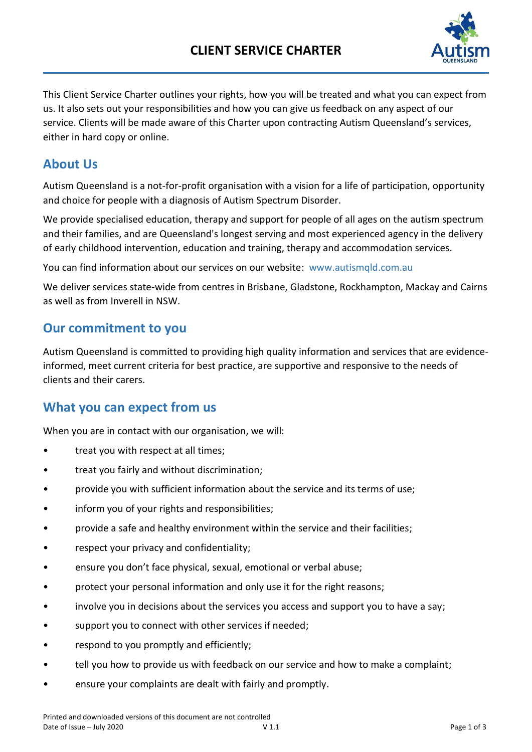# CLIENT SERVICE CHARTER

This Client Service Charter outlines your rights, how you will be treated and what you can expect from us. It also sets out your responsibilities and how you can give us feedback on any aspect of our service. Clients will be made aware of this Charter upon contracting Autism Queensland's services, either in hard copy or online.

## About Us

Autism Queensland is a not-for-profit organisation with a vision for a life of participation, opportunity and choice for people with a diagnosis of Autism Spectrum Disorder.

We provide specialised education, therapy and support for people of all ages on the autism spectrum and their families, and are Queensland's longest serving and most experienced agency in the delivery of early childhood intervention, education and training, therapy and accommodation services.

You can find information about our services on our website: www.autismqld.com.au

We deliver services state-wide from centres in Brisbane, Gladstone, Rockhampton, Mackay and Cairns as well as from Inverell in NSW.

## Our commitment to you

Autism Queensland is committed to providing high quality information and services that are evidence-informed, meet current criteria for best practice, are supportive and responsive to the needs of clients and their carers.

## What you can expect from us

When you are in contact with our organisation, we will:

- treat you with respect at all times;
- treat you fairly and without discrimination;
- provide you with sufficient information about the service and its terms of use;
- inform you of your rights and responsibilities;
- provide a safe and healthy environment within the service and their facilities;
- respect your privacy and confidentiality;
- ensure you don't face physical, sexual, emotional or verbal abuse;
- protect your personal information and only use it for the right reasons;
- involve you in decisions about the services you access and support you to have a say;
- support you to connect with other services if needed;
- respond to you promptly and efficiently;
- tell you how to provide us with feedback on our service and how to make a complaint;
- ensure your complaints are dealt with fairly and promptly.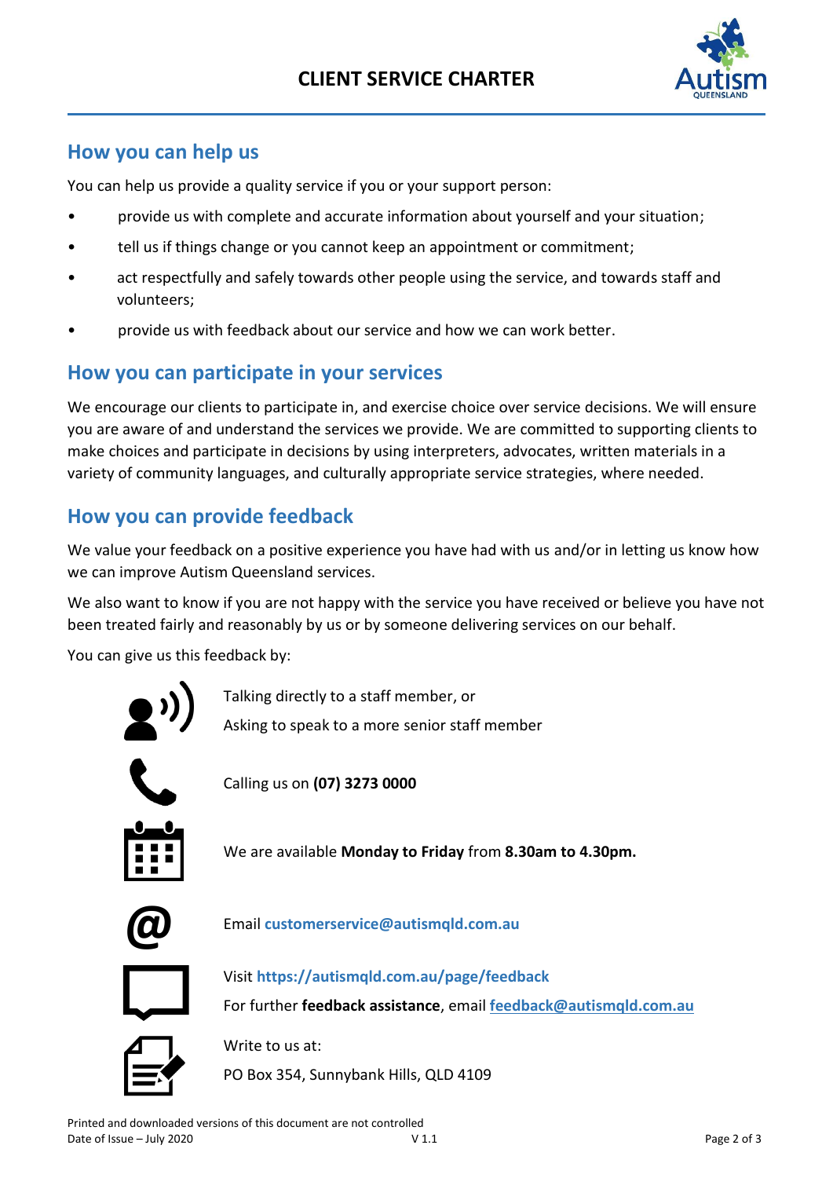# CLIENT SERVICE CHARTER

## How you can help us

You can help us provide a quality service if you or your support person:

- provide us with complete and accurate information about yourself and your situation;
- tell us if things change or you cannot keep an appointment or commitment;
- act respectfully and safely towards other people using the service, and towards staff and volunteers;
- provide us with feedback about our service and how we can work better.

## How you can participate in your services

We encourage our clients to participate in, and exercise choice over service decisions. We will ensure you are aware of and understand the services we provide. We are committed to supporting clients to make choices and participate in decisions by using interpreters, advocates, written materials in a variety of community languages, and culturally appropriate service strategies, where needed.

## How you can provide feedback

We value your feedback on a positive experience you have had with us and/or in letting us know how we can improve Autism Queensland services.

We also want to know if you are not happy with the service you have received or believe you have not been treated fairly and reasonably by us or by someone delivering services on our behalf.

You can give us this feedback by:

Talking directly to a staff member, or
Asking to speak to a more senior staff member

Calling us on **(07) 3273 0000**

We are available **Monday to Friday** from **8.30am to 4.30pm.**

Email **customerservice@autismqld.com.au**

Visit **https://autismqld.com.au/page/feedback**
For further **feedback assistance**, email **feedback@autismqld.com.au**

Write to us at:
PO Box 354, Sunnybank Hills, QLD 4109

Printed and downloaded versions of this document are not controlled
Date of Issue – July 2020 V 1.1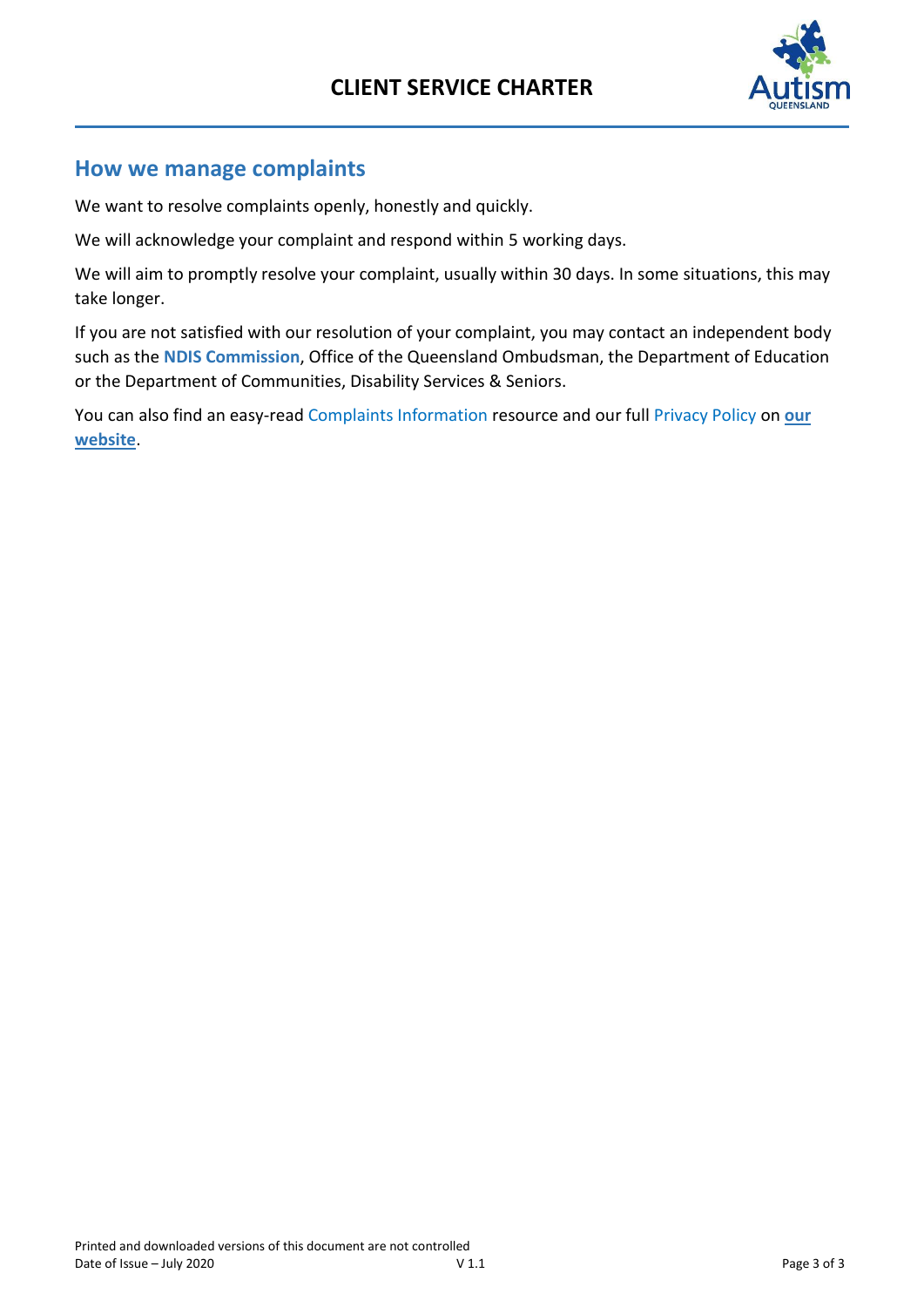## How we manage complaints

We want to resolve complaints openly, honestly and quickly.

We will acknowledge your complaint and respond within 5 working days.

We will aim to promptly resolve your complaint, usually within 30 days. In some situations, this may take longer.

If you are not satisfied with our resolution of your complaint, you may contact an independent body such as the **NDIS Commission**, Office of the Queensland Ombudsman, the Department of Education or the Department of Communities, Disability Services & Seniors.

You can also find an easy-read Complaints Information resource and our full Privacy Policy on **our website**.